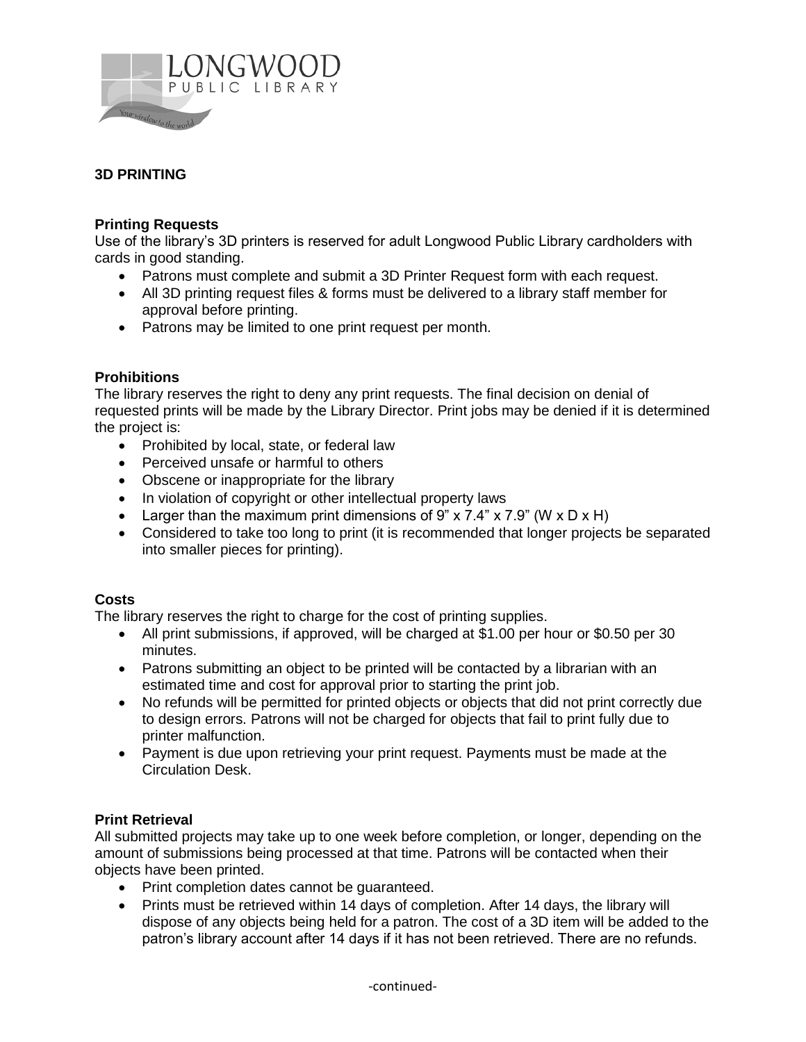# 3D PRINTING

## Printing Requests

Use of the library's 3D printers is reserved for adult Longwood Public Library cardholders with cards in good standing.

- Patrons must complete and submit a 3D Printer Request form with each request.
- All 3D printing request files & forms must be delivered to a library staff member for approval before printing.
- Patrons may be limited to one print request per month.

## Prohibitions

The library reserves the right to deny any print requests. The final decision on denial of requested prints will be made by the Library Director. Print jobs may be denied if it is determined the project is:

- Prohibited by local, state, or federal law
- Perceived unsafe or harmful to others
- Obscene or inappropriate for the library
- In violation of copyright or other intellectual property laws
- Larger than the maximum print dimensions of 9" x 7.4" x 7.9" (W x D x H)
- Considered to take too long to print (it is recommended that longer projects be separated into smaller pieces for printing).

## Costs

The library reserves the right to charge for the cost of printing supplies.

- All print submissions, if approved, will be charged at $1.00 per hour or $0.50 per 30 minutes.
- Patrons submitting an object to be printed will be contacted by a librarian with an estimated time and cost for approval prior to starting the print job.
- No refunds will be permitted for printed objects or objects that did not print correctly due to design errors. Patrons will not be charged for objects that fail to print fully due to printer malfunction.
- Payment is due upon retrieving your print request. Payments must be made at the Circulation Desk.

## Print Retrieval

All submitted projects may take up to one week before completion, or longer, depending on the amount of submissions being processed at that time. Patrons will be contacted when their objects have been printed.

- Print completion dates cannot be guaranteed.
- Prints must be retrieved within 14 days of completion. After 14 days, the library will dispose of any objects being held for a patron. The cost of a 3D item will be added to the patron's library account after 14 days if it has not been retrieved. There are no refunds.

-continued-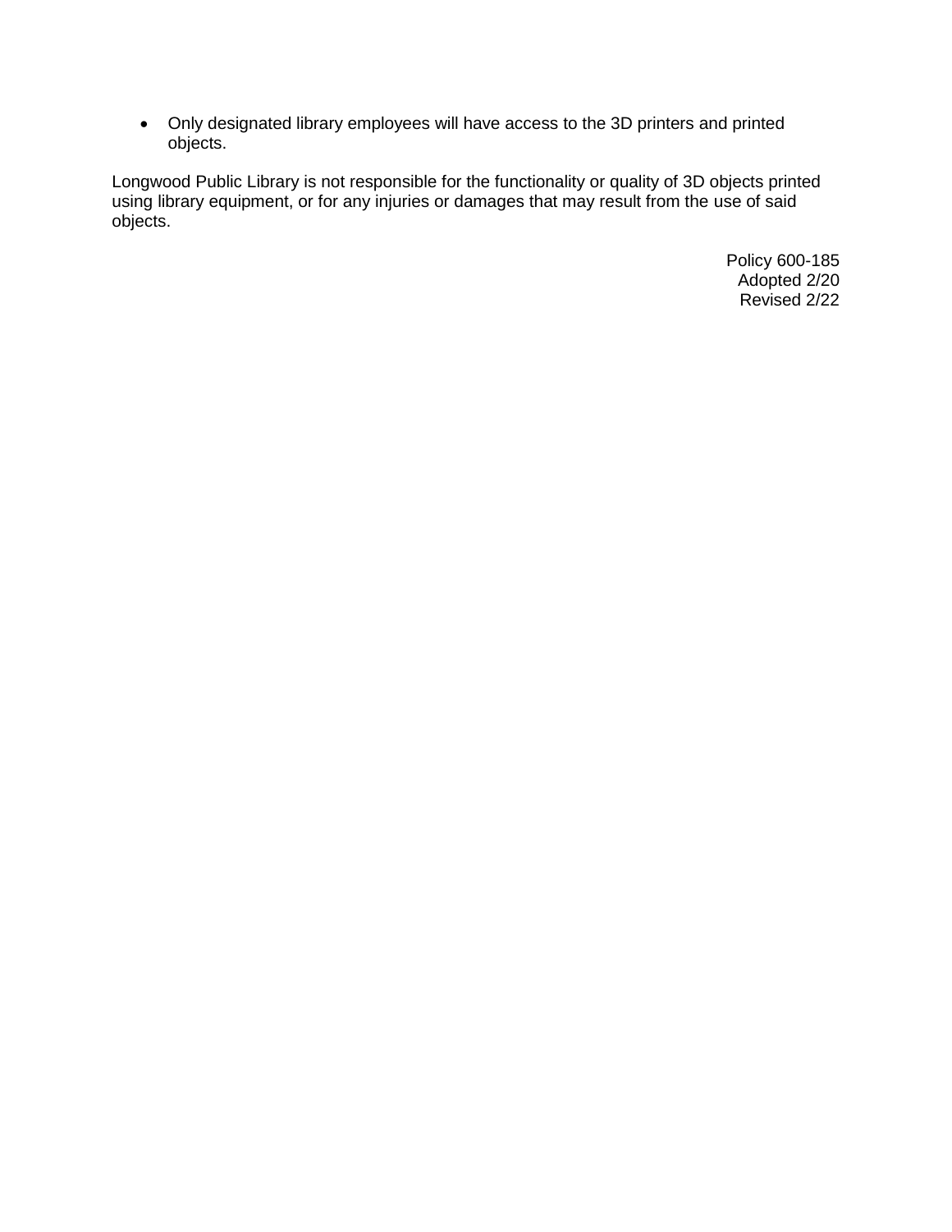- Only designated library employees will have access to the 3D printers and printed objects.

Longwood Public Library is not responsible for the functionality or quality of 3D objects printed using library equipment, or for any injuries or damages that may result from the use of said objects.

Policy 600-185
Adopted 2/20
Revised 2/22